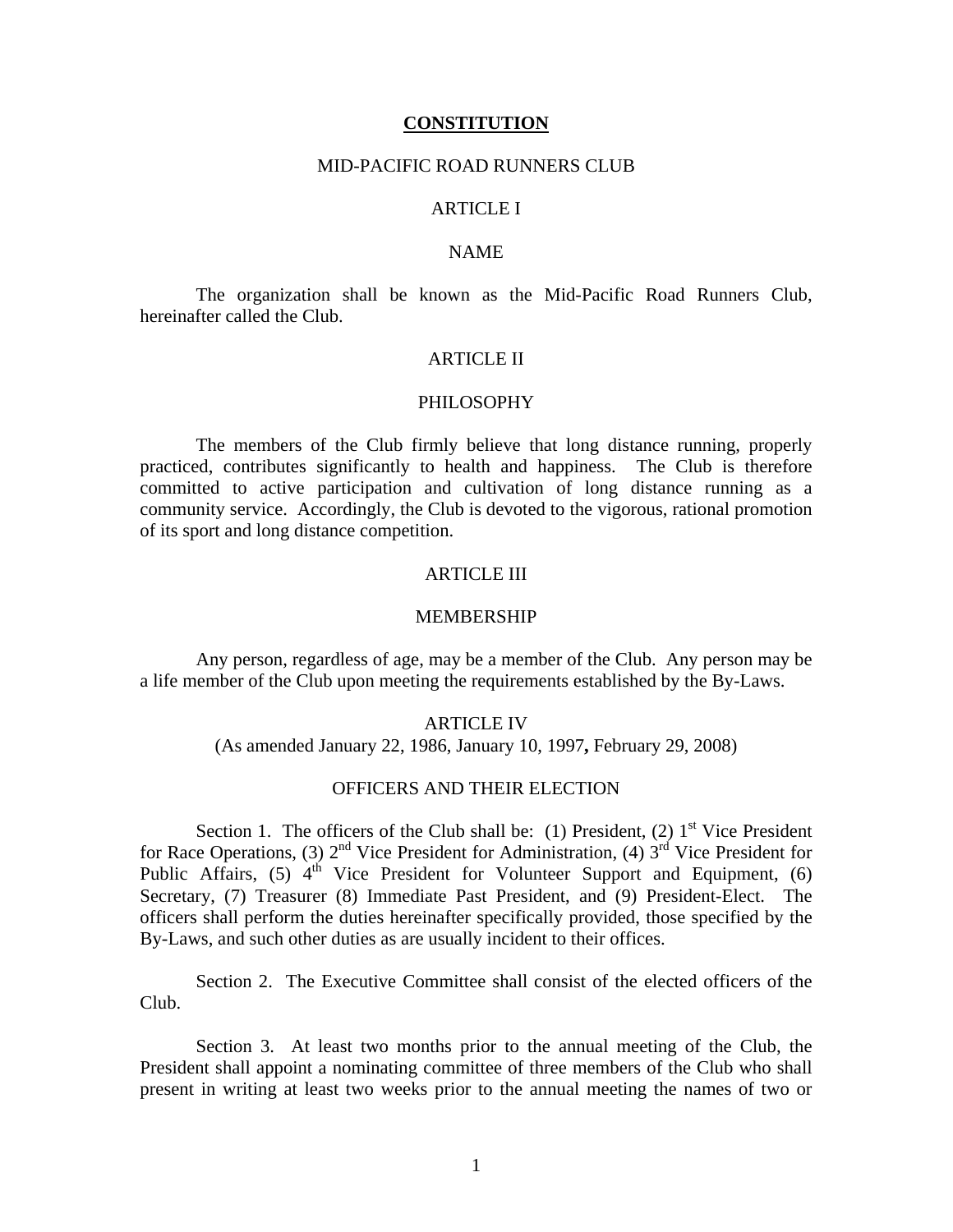# CONSTITUTION

## MID-PACIFIC ROAD RUNNERS CLUB

## ARTICLE I

## NAME

The organization shall be known as the Mid-Pacific Road Runners Club, hereinafter called the Club.

## ARTICLE II

## PHILOSOPHY

The members of the Club firmly believe that long distance running, properly practiced, contributes significantly to health and happiness. The Club is therefore committed to active participation and cultivation of long distance running as a community service. Accordingly, the Club is devoted to the vigorous, rational promotion of its sport and long distance competition.

## ARTICLE III

## MEMBERSHIP

Any person, regardless of age, may be a member of the Club. Any person may be a life member of the Club upon meeting the requirements established by the By-Laws.

## ARTICLE IV

(As amended January 22, 1986, January 10, 1997**,** February 29, 2008)

## OFFICERS AND THEIR ELECTION

Section 1. The officers of the Club shall be: (1) President, (2) 1st Vice President for Race Operations, (3) 2nd Vice President for Administration, (4) 3rd Vice President for Public Affairs, (5) 4th Vice President for Volunteer Support and Equipment, (6) Secretary, (7) Treasurer (8) Immediate Past President, and (9) President-Elect. The officers shall perform the duties hereinafter specifically provided, those specified by the By-Laws, and such other duties as are usually incident to their offices.

Section 2. The Executive Committee shall consist of the elected officers of the Club.

Section 3. At least two months prior to the annual meeting of the Club, the President shall appoint a nominating committee of three members of the Club who shall present in writing at least two weeks prior to the annual meeting the names of two or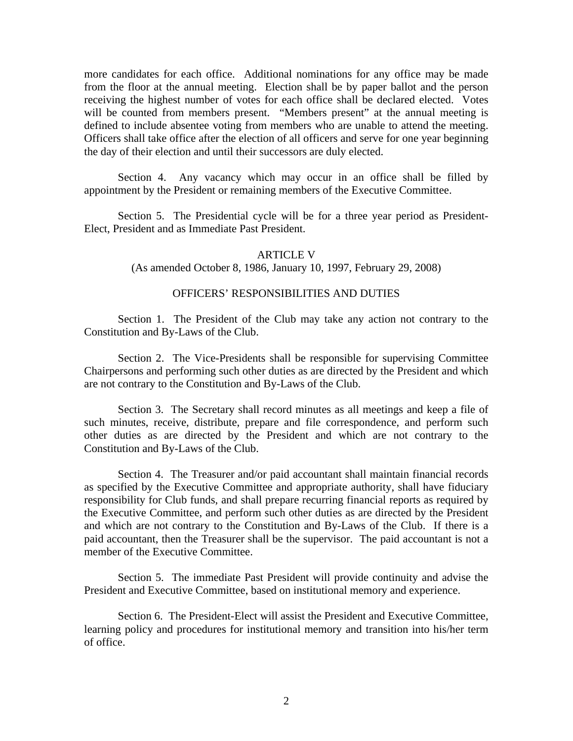more candidates for each office. Additional nominations for any office may be made from the floor at the annual meeting. Election shall be by paper ballot and the person receiving the highest number of votes for each office shall be declared elected. Votes will be counted from members present. "Members present" at the annual meeting is defined to include absentee voting from members who are unable to attend the meeting. Officers shall take office after the election of all officers and serve for one year beginning the day of their election and until their successors are duly elected.

Section 4. Any vacancy which may occur in an office shall be filled by appointment by the President or remaining members of the Executive Committee.

Section 5. The Presidential cycle will be for a three year period as President-Elect, President and as Immediate Past President.

## ARTICLE V

(As amended October 8, 1986, January 10, 1997, February 29, 2008)

### OFFICERS' RESPONSIBILITIES AND DUTIES

Section 1. The President of the Club may take any action not contrary to the Constitution and By-Laws of the Club.

Section 2. The Vice-Presidents shall be responsible for supervising Committee Chairpersons and performing such other duties as are directed by the President and which are not contrary to the Constitution and By-Laws of the Club.

Section 3. The Secretary shall record minutes as all meetings and keep a file of such minutes, receive, distribute, prepare and file correspondence, and perform such other duties as are directed by the President and which are not contrary to the Constitution and By-Laws of the Club.

Section 4. The Treasurer and/or paid accountant shall maintain financial records as specified by the Executive Committee and appropriate authority, shall have fiduciary responsibility for Club funds, and shall prepare recurring financial reports as required by the Executive Committee, and perform such other duties as are directed by the President and which are not contrary to the Constitution and By-Laws of the Club. If there is a paid accountant, then the Treasurer shall be the supervisor. The paid accountant is not a member of the Executive Committee.

Section 5. The immediate Past President will provide continuity and advise the President and Executive Committee, based on institutional memory and experience.

Section 6. The President-Elect will assist the President and Executive Committee, learning policy and procedures for institutional memory and transition into his/her term of office.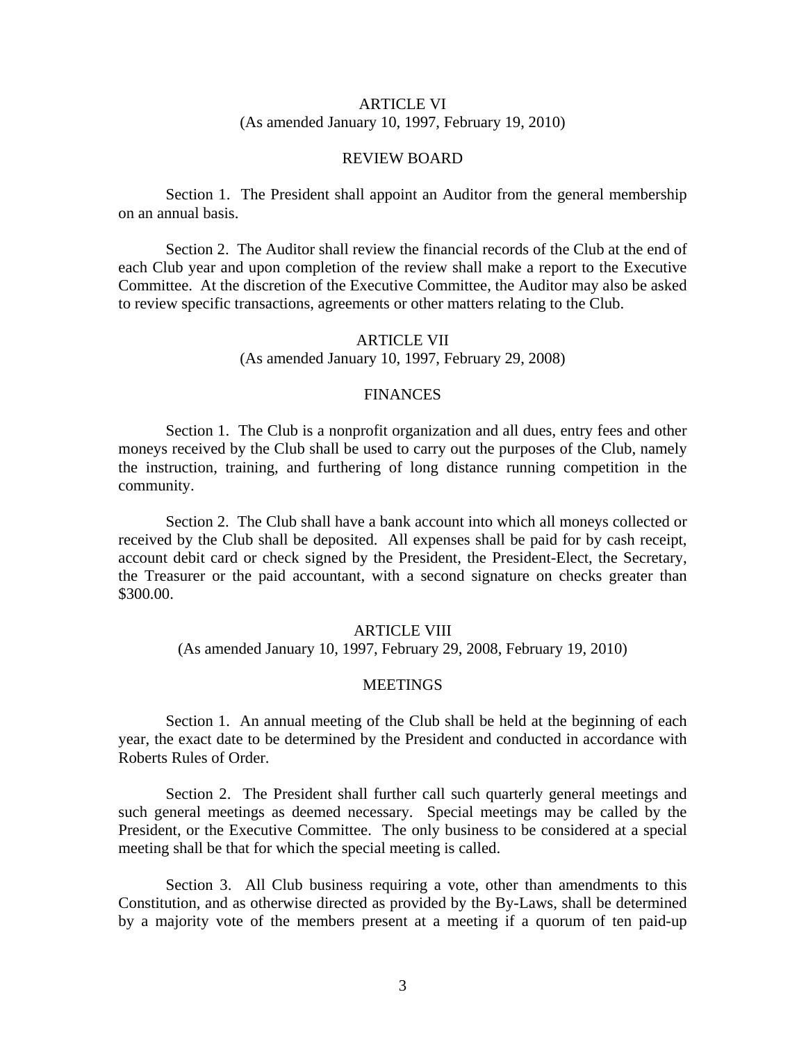## ARTICLE VI

(As amended January 10, 1997, February 19, 2010)

### REVIEW BOARD

Section 1. The President shall appoint an Auditor from the general membership on an annual basis.

Section 2. The Auditor shall review the financial records of the Club at the end of each Club year and upon completion of the review shall make a report to the Executive Committee. At the discretion of the Executive Committee, the Auditor may also be asked to review specific transactions, agreements or other matters relating to the Club.

## ARTICLE VII

(As amended January 10, 1997, February 29, 2008)

### FINANCES

Section 1. The Club is a nonprofit organization and all dues, entry fees and other moneys received by the Club shall be used to carry out the purposes of the Club, namely the instruction, training, and furthering of long distance running competition in the community.

Section 2. The Club shall have a bank account into which all moneys collected or received by the Club shall be deposited. All expenses shall be paid for by cash receipt, account debit card or check signed by the President, the President-Elect, the Secretary, the Treasurer or the paid accountant, with a second signature on checks greater than $300.00.

## ARTICLE VIII

(As amended January 10, 1997, February 29, 2008, February 19, 2010)

### MEETINGS

Section 1. An annual meeting of the Club shall be held at the beginning of each year, the exact date to be determined by the President and conducted in accordance with Roberts Rules of Order.

Section 2. The President shall further call such quarterly general meetings and such general meetings as deemed necessary. Special meetings may be called by the President, or the Executive Committee. The only business to be considered at a special meeting shall be that for which the special meeting is called.

Section 3. All Club business requiring a vote, other than amendments to this Constitution, and as otherwise directed as provided by the By-Laws, shall be determined by a majority vote of the members present at a meeting if a quorum of ten paid-up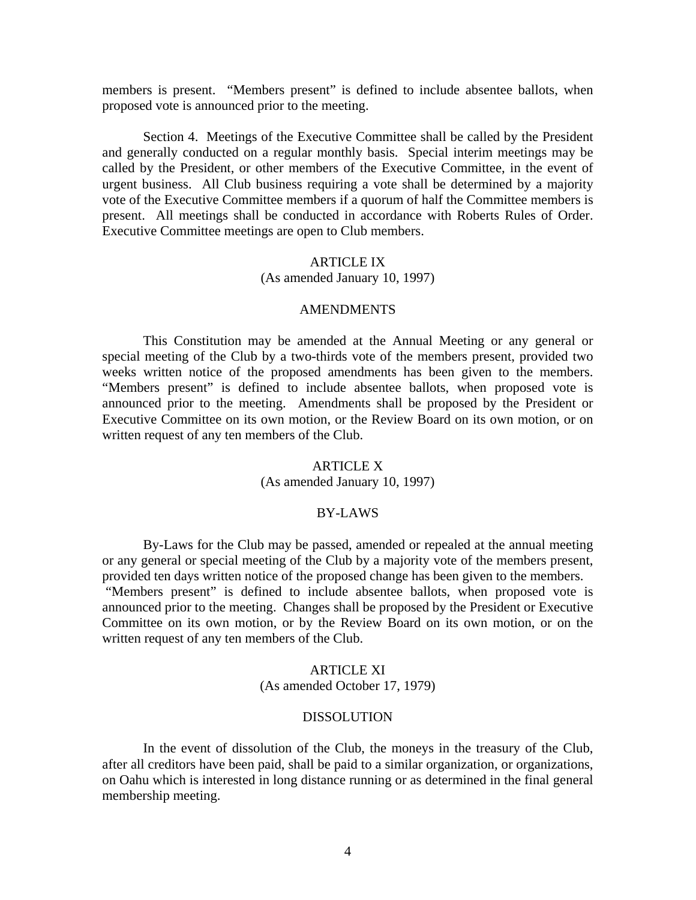members is present. "Members present" is defined to include absentee ballots, when proposed vote is announced prior to the meeting.

Section 4. Meetings of the Executive Committee shall be called by the President and generally conducted on a regular monthly basis. Special interim meetings may be called by the President, or other members of the Executive Committee, in the event of urgent business. All Club business requiring a vote shall be determined by a majority vote of the Executive Committee members if a quorum of half the Committee members is present. All meetings shall be conducted in accordance with Roberts Rules of Order. Executive Committee meetings are open to Club members.

## ARTICLE IX
(As amended January 10, 1997)

## AMENDMENTS

This Constitution may be amended at the Annual Meeting or any general or special meeting of the Club by a two-thirds vote of the members present, provided two weeks written notice of the proposed amendments has been given to the members. "Members present" is defined to include absentee ballots, when proposed vote is announced prior to the meeting. Amendments shall be proposed by the President or Executive Committee on its own motion, or the Review Board on its own motion, or on written request of any ten members of the Club.

## ARTICLE X
(As amended January 10, 1997)

## BY-LAWS

By-Laws for the Club may be passed, amended or repealed at the annual meeting or any general or special meeting of the Club by a majority vote of the members present, provided ten days written notice of the proposed change has been given to the members. "Members present" is defined to include absentee ballots, when proposed vote is announced prior to the meeting. Changes shall be proposed by the President or Executive Committee on its own motion, or by the Review Board on its own motion, or on the written request of any ten members of the Club.

## ARTICLE XI
(As amended October 17, 1979)

## DISSOLUTION

In the event of dissolution of the Club, the moneys in the treasury of the Club, after all creditors have been paid, shall be paid to a similar organization, or organizations, on Oahu which is interested in long distance running or as determined in the final general membership meeting.